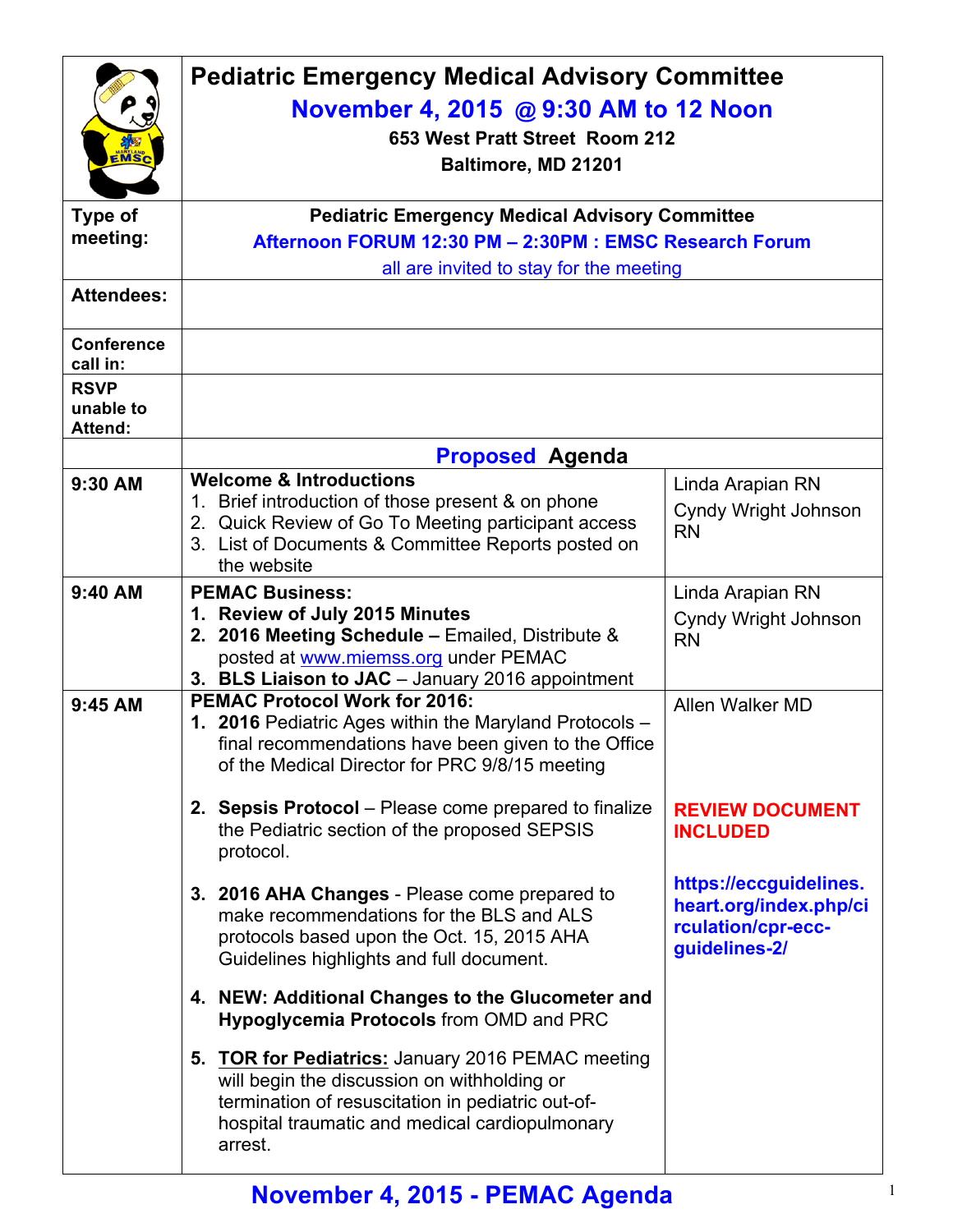# Pediatric Emergency Medical Advisory Committee

## November 4, 2015 @ 9:30 AM to 12 Noon

**653 West Pratt Street Room 212**

**Baltimore, MD 21201**

| | | |
|---|---|---|
| **Type of meeting:** | **Pediatric Emergency Medical Advisory Committee**<br>**Afternoon FORUM 12:30 PM – 2:30PM : EMSC Research Forum**<br>all are invited to stay for the meeting | |
| **Attendees:** | | |
| **Conference call in:** | | |
| **RSVP unable to Attend:** | | |
| | **Proposed Agenda** | |
| **9:30 AM** | **Welcome & Introductions**<br>1. Brief introduction of those present & on phone<br>2. Quick Review of Go To Meeting participant access<br>3. List of Documents & Committee Reports posted on the website | Linda Arapian RN<br>Cyndy Wright Johnson RN |
| **9:40 AM** | **PEMAC Business:**<br>1. **Review of July 2015 Minutes**<br>2. **2016 Meeting Schedule –** Emailed, Distribute & posted at www.miemss.org under PEMAC<br>3. **BLS Liaison to JAC** – January 2016 appointment | Linda Arapian RN<br>Cyndy Wright Johnson RN |
| **9:45 AM** | **PEMAC Protocol Work for 2016:**<br>1. **2016** Pediatric Ages within the Maryland Protocols – final recommendations have been given to the Office of the Medical Director for PRC 9/8/15 meeting<br>2. **Sepsis Protocol** – Please come prepared to finalize the Pediatric section of the proposed SEPSIS protocol.<br>3. **2016 AHA Changes** - Please come prepared to make recommendations for the BLS and ALS protocols based upon the Oct. 15, 2015 AHA Guidelines highlights and full document.<br>4. **NEW: Additional Changes to the Glucometer and Hypoglycemia Protocols** from OMD and PRC<br>5. **TOR for Pediatrics:** January 2016 PEMAC meeting will begin the discussion on withholding or termination of resuscitation in pediatric out-of-hospital traumatic and medical cardiopulmonary arrest. | Allen Walker MD<br><br>**REVIEW DOCUMENT INCLUDED**<br><br>**https://eccguidelines.heart.org/index.php/circulation/cpr-ecc-guidelines-2/** |

**November 4, 2015 - PEMAC Agenda**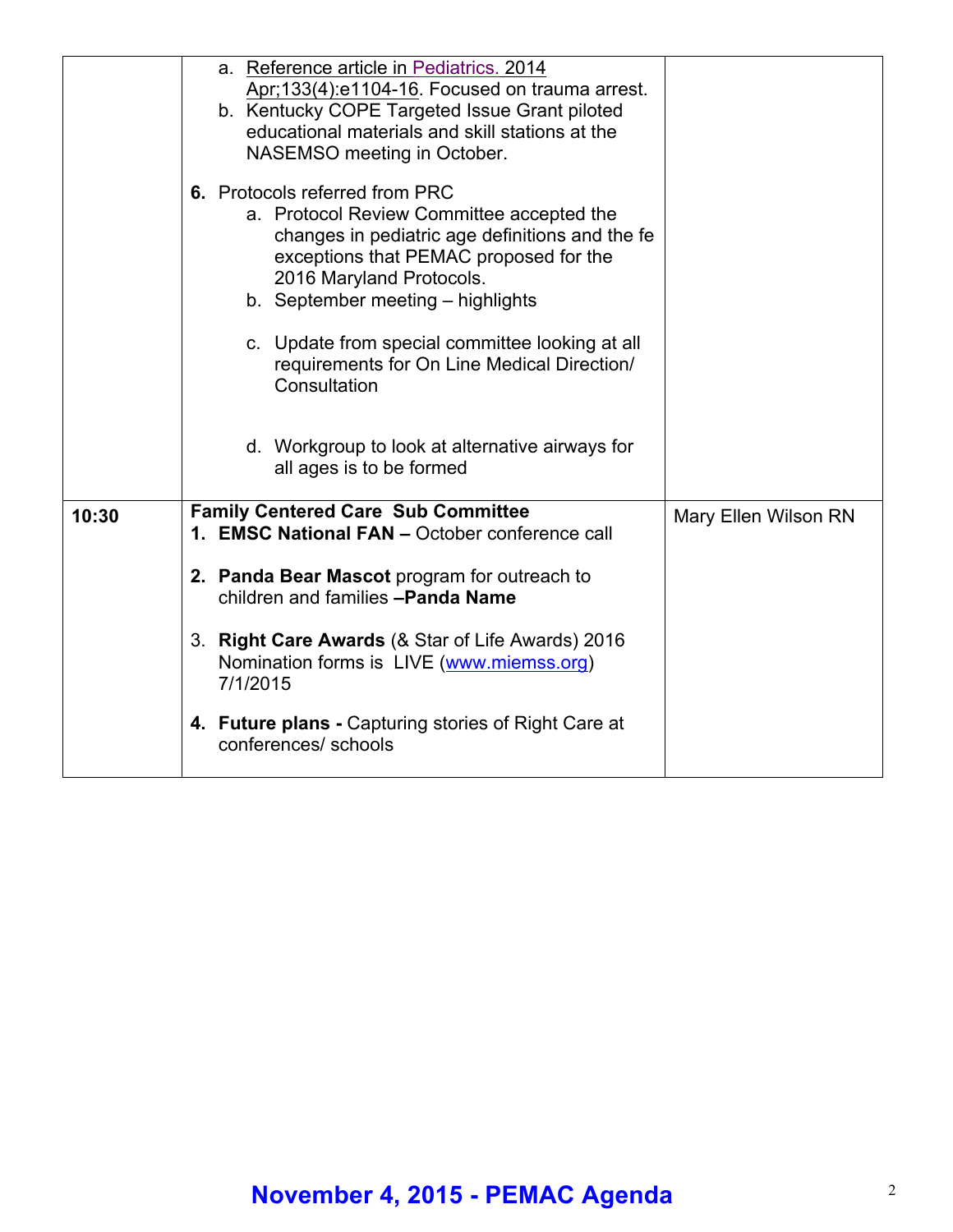| | | |
|---|---|---|
| | a. Reference article in Pediatrics. 2014 Apr;133(4):e1104-16. Focused on trauma arrest.<br>b. Kentucky COPE Targeted Issue Grant piloted educational materials and skill stations at the NASEMSO meeting in October.<br><br>**6.** Protocols referred from PRC<br>a. Protocol Review Committee accepted the changes in pediatric age definitions and the fe exceptions that PEMAC proposed for the 2016 Maryland Protocols.<br>b. September meeting – highlights<br>c. Update from special committee looking at all requirements for On Line Medical Direction/ Consultation<br>d. Workgroup to look at alternative airways for all ages is to be formed | |
| **10:30** | **Family Centered Care Sub Committee**<br>**1. EMSC National FAN –** October conference call<br><br>**2. Panda Bear Mascot** program for outreach to children and families **–Panda Name**<br><br>3. **Right Care Awards** (& Star of Life Awards) 2016 Nomination forms is LIVE (www.miemss.org) 7/1/2015<br><br>**4. Future plans -** Capturing stories of Right Care at conferences/ schools | Mary Ellen Wilson RN |

**November 4, 2015 - PEMAC Agenda**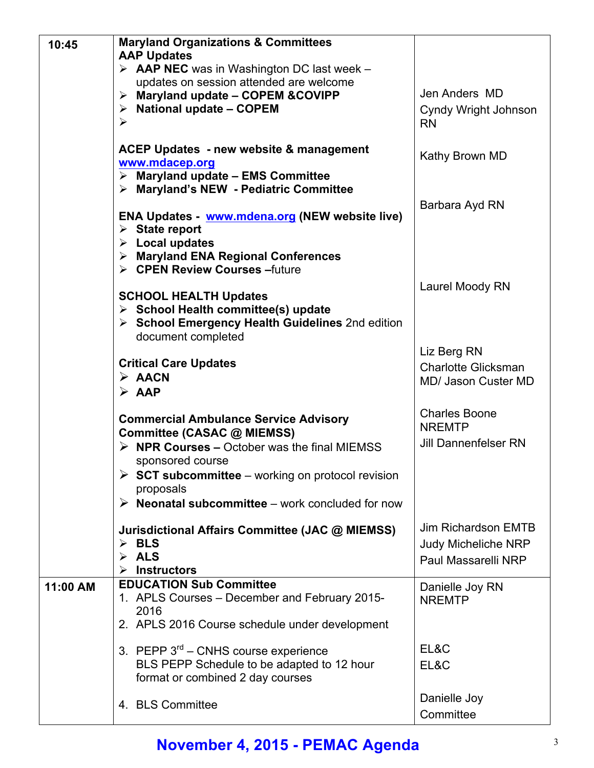| Time | Agenda Item | Presenter |
|---|---|---|
| 10:45 | **Maryland Organizations & Committees**<br>**AAP Updates**<br>➢ **AAP NEC** was in Washington DC last week – updates on session attended are welcome<br>➢ **Maryland update – COPEM &COVIPP**<br>➢ **National update – COPEM**<br>➢ | Jen Anders MD<br>Cyndy Wright Johnson RN |
| | **ACEP Updates - new website & management** www.mdacep.org<br>➢ **Maryland update – EMS Committee**<br>➢ **Maryland's NEW - Pediatric Committee** | Kathy Brown MD |
| | **ENA Updates -** www.mdena.org **(NEW website live)**<br>➢ **State report**<br>➢ **Local updates**<br>➢ **Maryland ENA Regional Conferences**<br>➢ **CPEN Review Courses** –future | Barbara Ayd RN |
| | **SCHOOL HEALTH Updates**<br>➢ **School Health committee(s) update**<br>➢ **School Emergency Health Guidelines** 2nd edition document completed | Laurel Moody RN |
| | **Critical Care Updates**<br>➢ **AACN**<br>➢ **AAP** | Liz Berg RN<br>Charlotte Glicksman MD/ Jason Custer MD |
| | **Commercial Ambulance Service Advisory Committee (CASAC @ MIEMSS)**<br>➢ **NPR Courses –** October was the final MIEMSS sponsored course<br>➢ **SCT subcommittee** – working on protocol revision proposals<br>➢ **Neonatal subcommittee** – work concluded for now | Charles Boone NREMTP<br>Jill Dannenfelser RN |
| | **Jurisdictional Affairs Committee (JAC @ MIEMSS)**<br>➢ **BLS**<br>➢ **ALS**<br>➢ **Instructors** | Jim Richardson EMTB<br>Judy Micheliche NRP<br>Paul Massarelli NRP |
| 11:00 AM | **EDUCATION Sub Committee**<br>1. APLS Courses – December and February 2015-2016<br>2. APLS 2016 Course schedule under development | Danielle Joy RN NREMTP |
| | 3. PEPP 3rd – CNHS course experience<br>BLS PEPP Schedule to be adapted to 12 hour format or combined 2 day courses | EL&C<br>EL&C |
| | 4. BLS Committee | Danielle Joy<br>Committee |

**November 4, 2015 - PEMAC Agenda**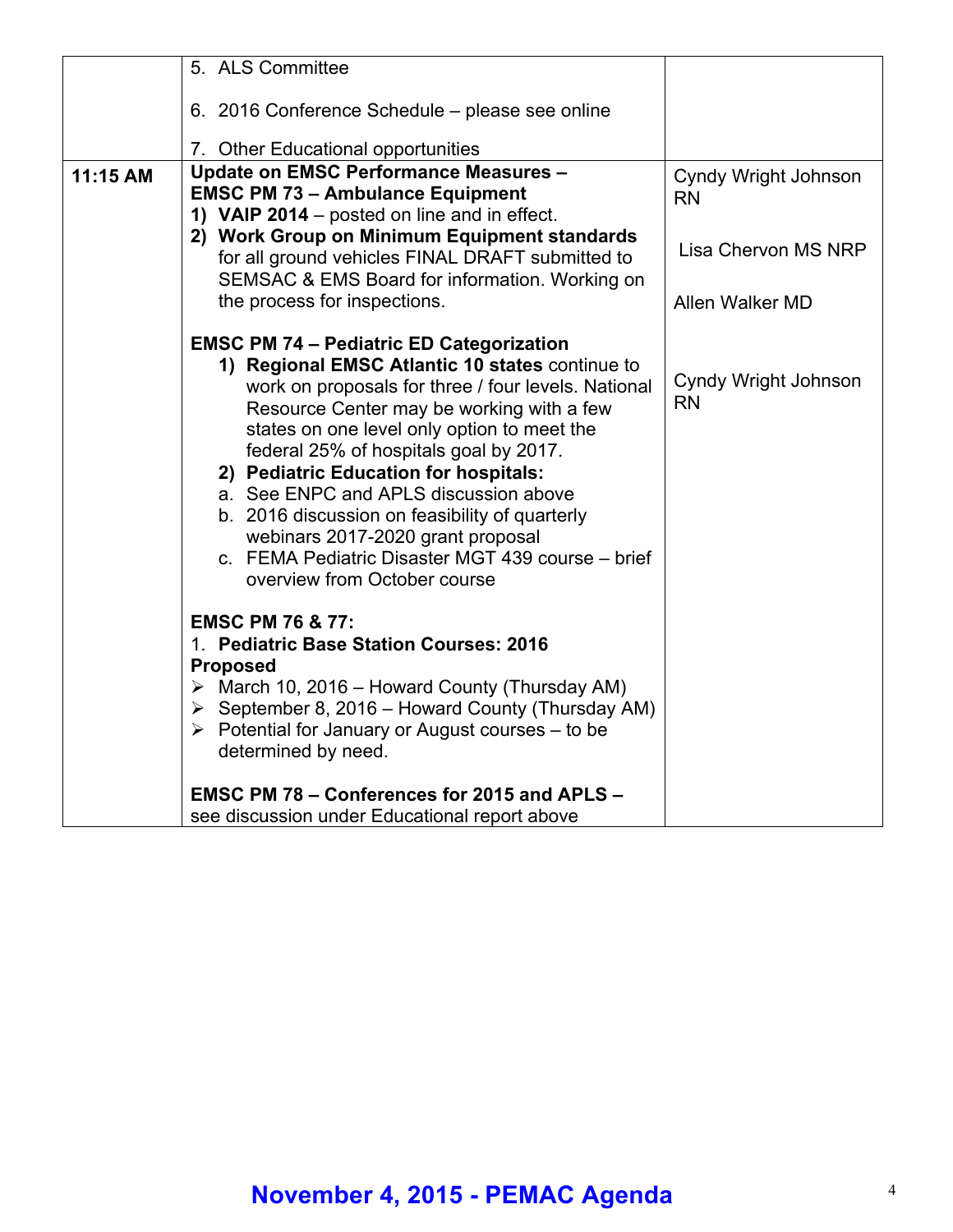| | | |
|---|---|---|
| | 5. ALS Committee<br><br>6. 2016 Conference Schedule – please see online<br><br>7. Other Educational opportunities | |
| **11:15 AM** | **Update on EMSC Performance Measures – EMSC PM 73 – Ambulance Equipment**<br>**1) VAIP 2014** – posted on line and in effect.<br>**2) Work Group on Minimum Equipment standards** for all ground vehicles FINAL DRAFT submitted to SEMSAC & EMS Board for information. Working on the process for inspections.<br><br>**EMSC PM 74 – Pediatric ED Categorization**<br>**1) Regional EMSC Atlantic 10 states** continue to work on proposals for three / four levels. National Resource Center may be working with a few states on one level only option to meet the federal 25% of hospitals goal by 2017.<br>**2) Pediatric Education for hospitals:**<br>a. See ENPC and APLS discussion above<br>b. 2016 discussion on feasibility of quarterly webinars 2017-2020 grant proposal<br>c. FEMA Pediatric Disaster MGT 439 course – brief overview from October course<br><br>**EMSC PM 76 & 77:**<br>1. **Pediatric Base Station Courses: 2016 Proposed**<br>➢ March 10, 2016 – Howard County (Thursday AM)<br>➢ September 8, 2016 – Howard County (Thursday AM)<br>➢ Potential for January or August courses – to be determined by need.<br><br>**EMSC PM 78 – Conferences for 2015 and APLS –** see discussion under Educational report above | Cyndy Wright Johnson RN<br><br>Lisa Chervon MS NRP<br><br>Allen Walker MD<br><br><br>Cyndy Wright Johnson RN |

**November 4, 2015 - PEMAC Agenda**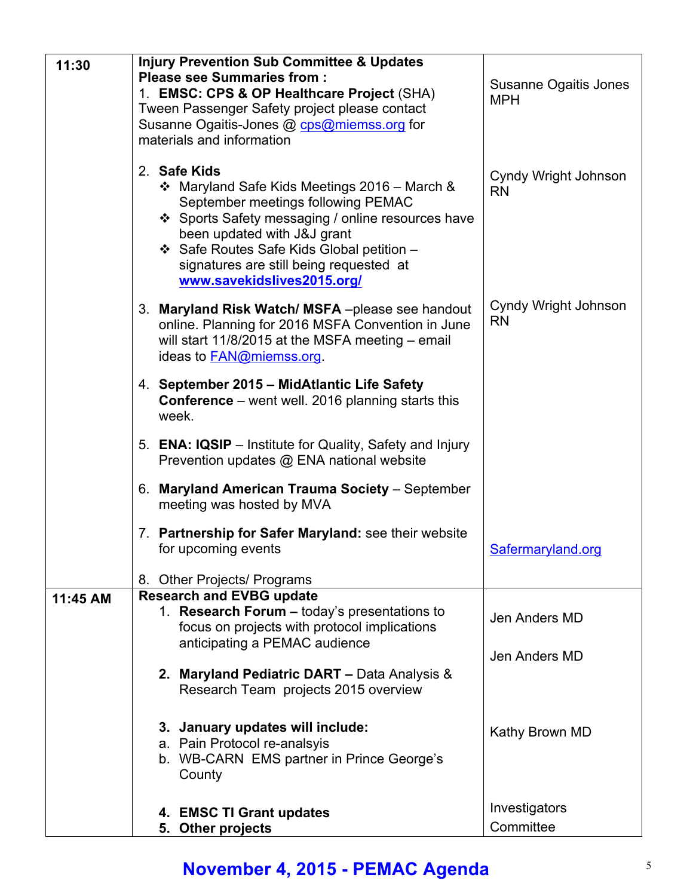| | | |
|---|---|---|
| **11:30** | **Injury Prevention Sub Committee & Updates**<br>**Please see Summaries from :**<br>1. **EMSC: CPS & OP Healthcare Project** (SHA) Tween Passenger Safety project please contact Susanne Ogaitis-Jones @ cps@miemss.org for materials and information<br><br>2. **Safe Kids**<br>❖ Maryland Safe Kids Meetings 2016 – March & September meetings following PEMAC<br>❖ Sports Safety messaging / online resources have been updated with J&J grant<br>❖ Safe Routes Safe Kids Global petition – signatures are still being requested at **www.savekidslives2015.org/**<br><br>3. **Maryland Risk Watch/ MSFA** –please see handout online. Planning for 2016 MSFA Convention in June will start 11/8/2015 at the MSFA meeting – email ideas to FAN@miemss.org.<br><br>4. **September 2015 – MidAtlantic Life Safety Conference** – went well. 2016 planning starts this week.<br><br>5. **ENA: IQSIP** – Institute for Quality, Safety and Injury Prevention updates @ ENA national website<br><br>6. **Maryland American Trauma Society** – September meeting was hosted by MVA<br><br>7. **Partnership for Safer Maryland:** see their website for upcoming events<br><br>8. Other Projects/ Programs | Susanne Ogaitis Jones MPH<br><br>Cyndy Wright Johnson RN<br><br>Cyndy Wright Johnson RN<br><br>Safermaryland.org |
| **11:45 AM** | **Research and EVBG update**<br>1. **Research Forum –** today's presentations to focus on projects with protocol implications anticipating a PEMAC audience<br><br>2. **Maryland Pediatric DART –** Data Analysis & Research Team projects 2015 overview<br><br>3. **January updates will include:**<br>a. Pain Protocol re-analsyis<br>b. WB-CARN EMS partner in Prince George's County<br><br>4. **EMSC TI Grant updates**<br>5. **Other projects** | Jen Anders MD<br><br>Jen Anders MD<br><br>Kathy Brown MD<br><br>Investigators Committee |

**November 4, 2015 - PEMAC Agenda**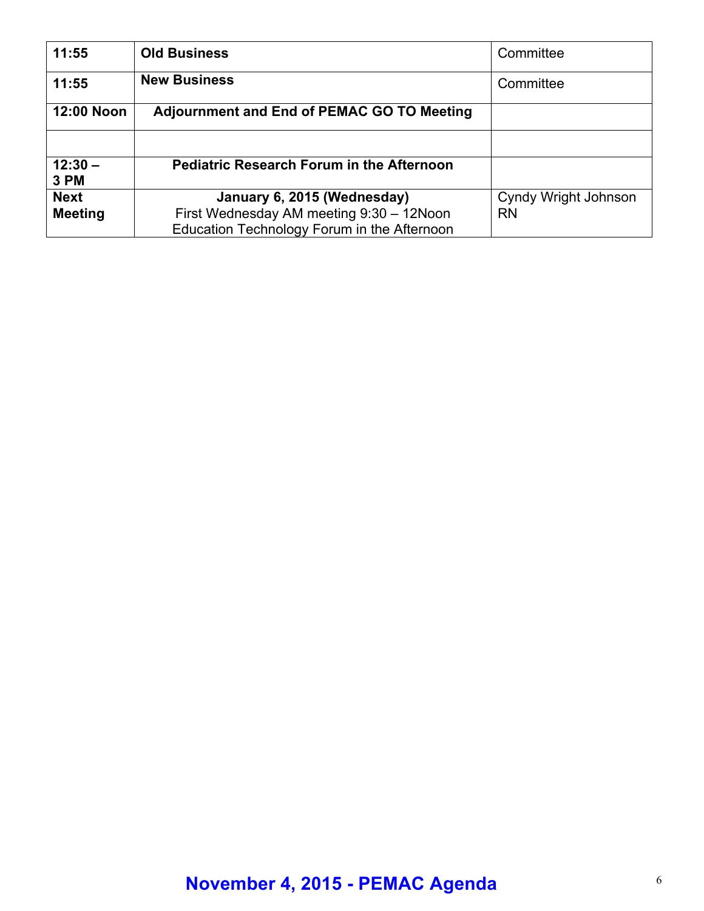| | | |
|---|---|---|
| **11:55** | **Old Business** | Committee |
| **11:55** | **New Business** | Committee |
| **12:00 Noon** | **Adjournment and End of PEMAC GO TO Meeting** | |
| | | |
| **12:30 – 3 PM** | **Pediatric Research Forum in the Afternoon** | |
| **Next Meeting** | **January 6, 2015 (Wednesday)**<br>First Wednesday AM meeting 9:30 – 12Noon<br>Education Technology Forum in the Afternoon | Cyndy Wright Johnson RN |

**November 4, 2015 - PEMAC Agenda**